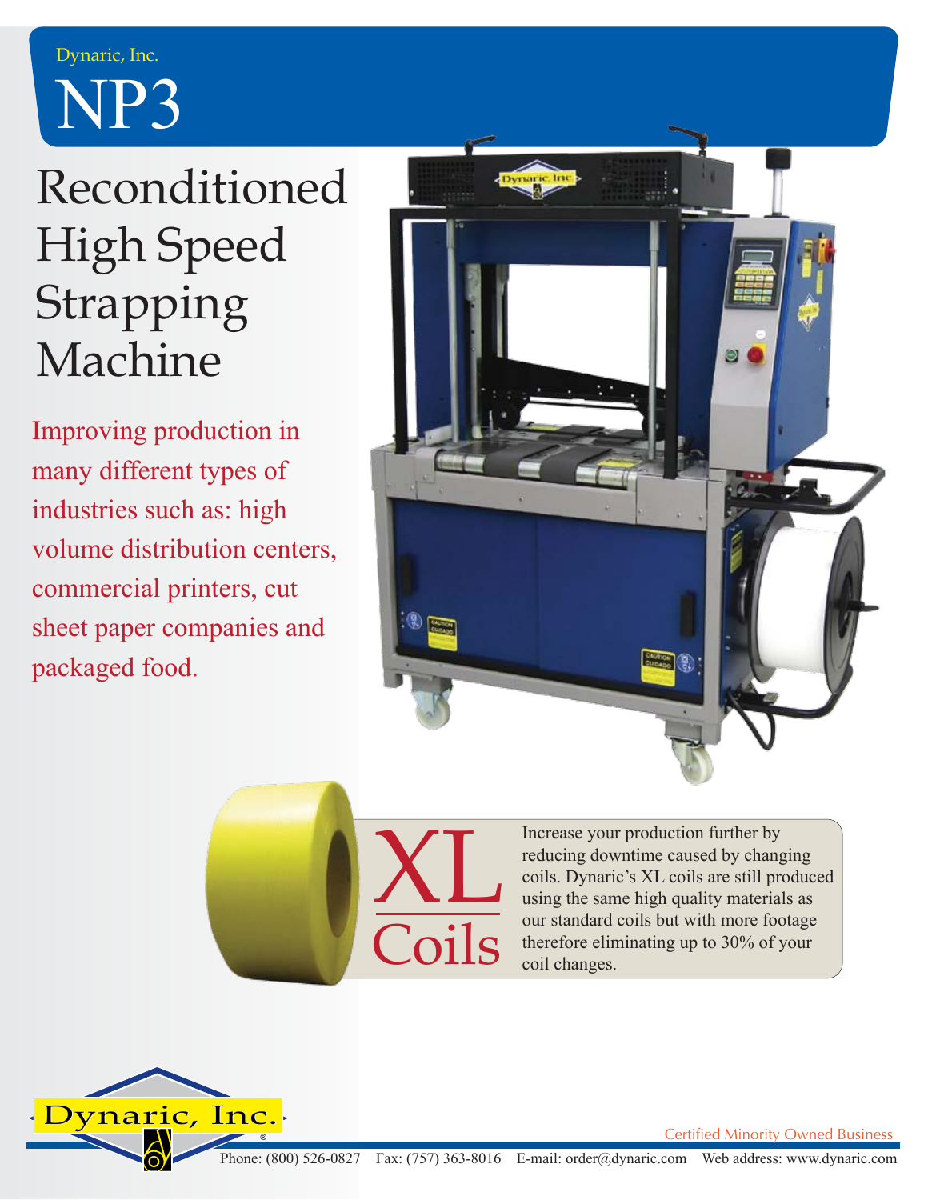Dynaric, Inc.

# NP3

## Reconditioned High Speed Strapping Machine

Improving production in many different types of industries such as: high volume distribution centers, commercial printers, cut sheet paper companies and packaged food.

## XL Coils

Increase your production further by reducing downtime caused by changing coils. Dynaric's XL coils are still produced using the same high quality materials as our standard coils but with more footage therefore eliminating up to 30% of your coil changes.

Dynaric, Inc.®

Certified Minority Owned Business

Phone: (800) 526-0827 Fax: (757) 363-8016 E-mail: order@dynaric.com Web address: www.dynaric.com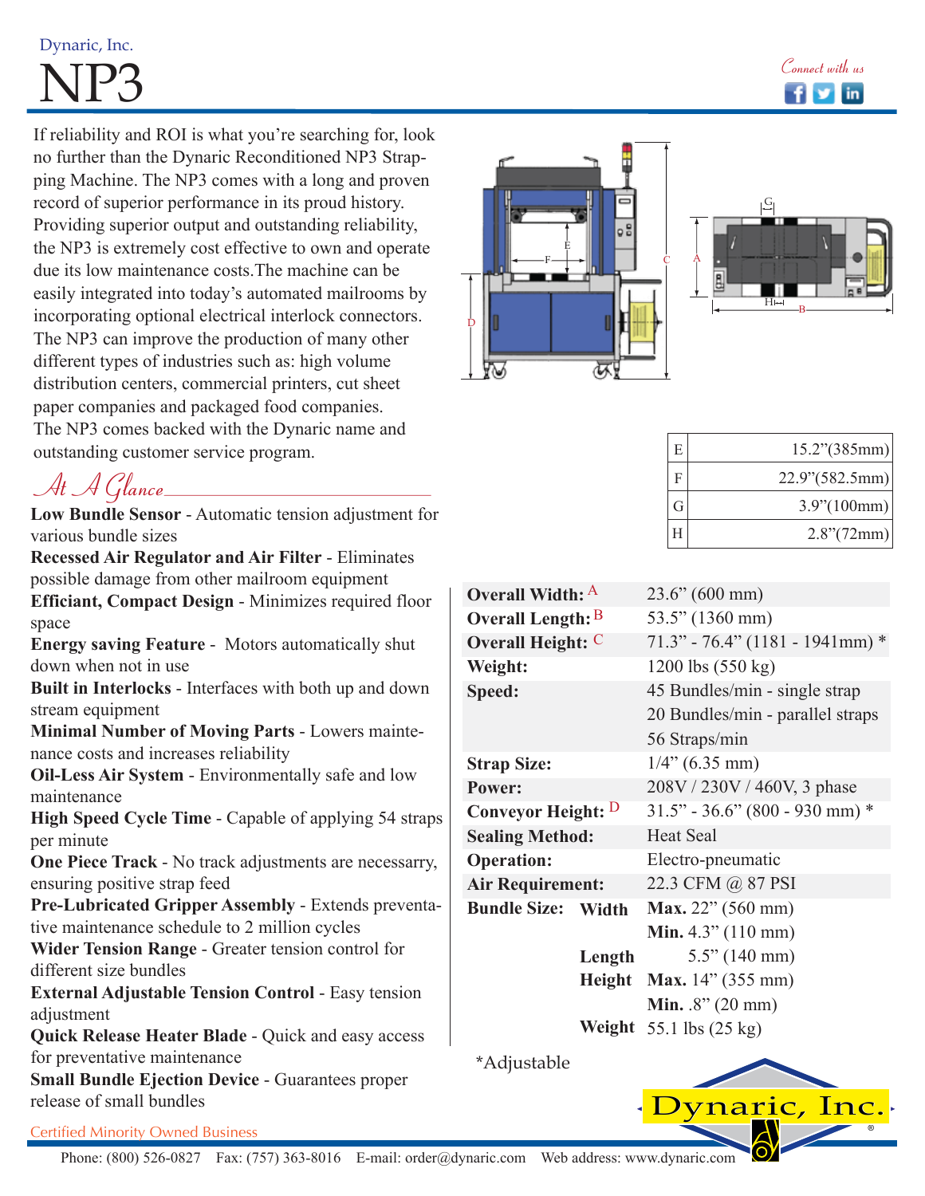Dynaric, Inc.

# NP3

Connect with us

If reliability and ROI is what you're searching for, look no further than the Dynaric Reconditioned NP3 Strapping Machine. The NP3 comes with a long and proven record of superior performance in its proud history. Providing superior output and outstanding reliability, the NP3 is extremely cost effective to own and operate due its low maintenance costs.The machine can be easily integrated into today's automated mailrooms by incorporating optional electrical interlock connectors. The NP3 can improve the production of many other different types of industries such as: high volume distribution centers, commercial printers, cut sheet paper companies and packaged food companies. The NP3 comes backed with the Dynaric name and outstanding customer service program.

## At A Glance

**Low Bundle Sensor** - Automatic tension adjustment for various bundle sizes
**Recessed Air Regulator and Air Filter** - Eliminates possible damage from other mailroom equipment
**Efficiant, Compact Design** - Minimizes required floor space
**Energy saving Feature** - Motors automatically shut down when not in use
**Built in Interlocks** - Interfaces with both up and down stream equipment
**Minimal Number of Moving Parts** - Lowers maintenance costs and increases reliability
**Oil-Less Air System** - Environmentally safe and low maintenance
**High Speed Cycle Time** - Capable of applying 54 straps per minute
**One Piece Track** - No track adjustments are necessarry, ensuring positive strap feed
**Pre-Lubricated Gripper Assembly** - Extends preventative maintenance schedule to 2 million cycles
**Wider Tension Range** - Greater tension control for different size bundles
**External Adjustable Tension Control** - Easy tension adjustment
**Quick Release Heater Blade** - Quick and easy access for preventative maintenance
**Small Bundle Ejection Device** - Guarantees proper release of small bundles

| | |
|---|---|
| E | 15.2"(385mm) |
| F | 22.9"(582.5mm) |
| G | 3.9"(100mm) |
| H | 2.8"(72mm) |

| | | |
|---|---|---|
| **Overall Width:** A | | 23.6" (600 mm) |
| **Overall Length:** B | | 53.5" (1360 mm) |
| **Overall Height:** C | | 71.3" - 76.4" (1181 - 1941mm) * |
| **Weight:** | | 1200 lbs (550 kg) |
| **Speed:** | | 45 Bundles/min - single strap<br>20 Bundles/min - parallel straps<br>56 Straps/min |
| **Strap Size:** | | 1/4" (6.35 mm) |
| **Power:** | | 208V / 230V / 460V, 3 phase |
| **Conveyor Height:** D | | 31.5" - 36.6" (800 - 930 mm) * |
| **Sealing Method:** | | Heat Seal |
| **Operation:** | | Electro-pneumatic |
| **Air Requirement:** | | 22.3 CFM @ 87 PSI |
| **Bundle Size:** | **Width** | **Max.** 22" (560 mm)<br>**Min.** 4.3" (110 mm) |
| | **Length** | 5.5" (140 mm) |
| | **Height** | **Max.** 14" (355 mm)<br>**Min.** .8" (20 mm) |
| | **Weight** | 55.1 lbs (25 kg) |

*Adjustable

Certified Minority Owned Business

Phone: (800) 526-0827 Fax: (757) 363-8016 E-mail: order@dynaric.com Web address: www.dynaric.com